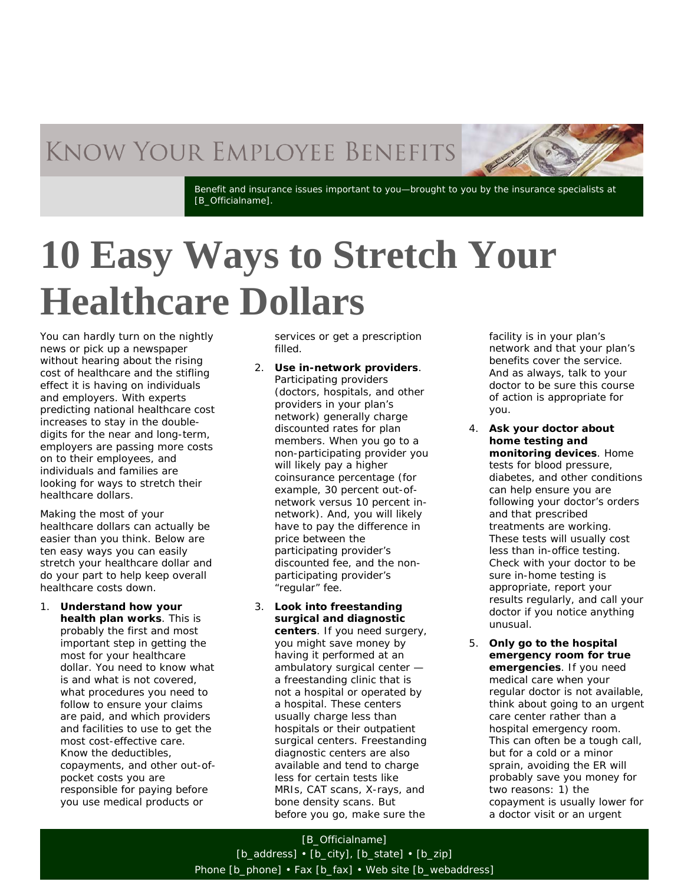# Know Your Employee Benefits

Benefit and insurance issues important to you—brought to you by the insurance specialists at [B_Officialname].

# 10 Easy Ways to Stretch Your Healthcare Dollars

You can hardly turn on the nightly news or pick up a newspaper without hearing about the rising cost of healthcare and the stifling effect it is having on individuals and employers. With experts predicting national healthcare cost increases to stay in the double-digits for the near and long-term, employers are passing more costs on to their employees, and individuals and families are looking for ways to stretch their healthcare dollars.

Making the most of your healthcare dollars can actually be easier than you think. Below are ten easy ways you can easily stretch your healthcare dollar and do your part to help keep overall healthcare costs down.

1. **Understand how your health plan works**. This is probably the first and most important step in getting the most for your healthcare dollar. You need to know what is and what is not covered, what procedures you need to follow to ensure your claims are paid, and which providers and facilities to use to get the most cost-effective care. Know the deductibles, copayments, and other out-of-pocket costs you are responsible for paying before you use medical products or services or get a prescription filled.

2. **Use in-network providers**. Participating providers (doctors, hospitals, and other providers in your plan's network) generally charge discounted rates for plan members. When you go to a non-participating provider you will likely pay a higher coinsurance percentage (for example, 30 percent out-of-network versus 10 percent in-network). And, you will likely have to pay the difference in price between the participating provider's discounted fee, and the non-participating provider's "regular" fee.

3. **Look into freestanding surgical and diagnostic centers**. If you need surgery, you might save money by having it performed at an ambulatory surgical center — a freestanding clinic that is not a hospital or operated by a hospital. These centers usually charge less than hospitals or their outpatient surgical centers. Freestanding diagnostic centers are also available and tend to charge less for certain tests like MRIs, CAT scans, X-rays, and bone density scans. But before you go, make sure the facility is in your plan's network and that your plan's benefits cover the service. And as always, talk to your doctor to be sure this course of action is appropriate for you.

4. **Ask your doctor about home testing and monitoring devices**. Home tests for blood pressure, diabetes, and other conditions can help ensure you are following your doctor's orders and that prescribed treatments are working. These tests will usually cost less than in-office testing. Check with your doctor to be sure in-home testing is appropriate, report your results regularly, and call your doctor if you notice anything unusual.

5. **Only go to the hospital emergency room for true emergencies**. If you need medical care when your regular doctor is not available, think about going to an urgent care center rather than a hospital emergency room. This can often be a tough call, but for a cold or a minor sprain, avoiding the ER will probably save you money for two reasons: 1) the copayment is usually lower for a doctor visit or an urgent

[B_Officialname]
[b_address] • [b_city], [b_state] • [b_zip]
Phone [b_phone] • Fax [b_fax] • Web site [b_webaddress]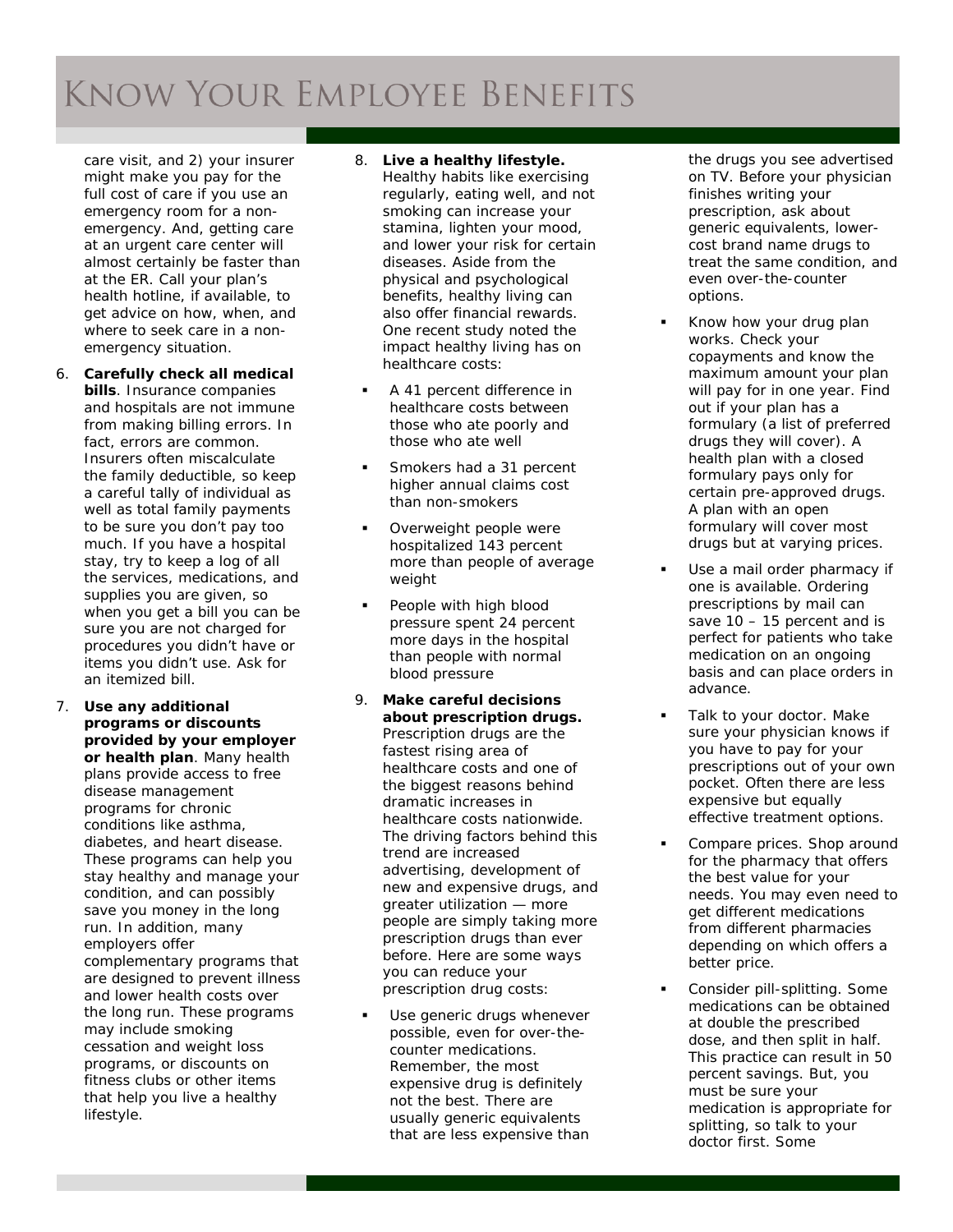care visit, and 2) your insurer might make you pay for the full cost of care if you use an emergency room for a non-emergency. And, getting care at an urgent care center will almost certainly be faster than at the ER. Call your plan's health hotline, if available, to get advice on how, when, and where to seek care in a non-emergency situation.

6. **Carefully check all medical bills**. Insurance companies and hospitals are not immune from making billing errors. In fact, errors are common. Insurers often miscalculate the family deductible, so keep a careful tally of individual as well as total family payments to be sure you don't pay too much. If you have a hospital stay, try to keep a log of all the services, medications, and supplies you are given, so when you get a bill you can be sure you are not charged for procedures you didn't have or items you didn't use. Ask for an itemized bill.

7. **Use any additional programs or discounts provided by your employer or health plan**. Many health plans provide access to free disease management programs for chronic conditions like asthma, diabetes, and heart disease. These programs can help you stay healthy and manage your condition, and can possibly save you money in the long run. In addition, many employers offer complementary programs that are designed to prevent illness and lower health costs over the long run. These programs may include smoking cessation and weight loss programs, or discounts on fitness clubs or other items that help you live a healthy lifestyle.

8. **Live a healthy lifestyle.** Healthy habits like exercising regularly, eating well, and not smoking can increase your stamina, lighten your mood, and lower your risk for certain diseases. Aside from the physical and psychological benefits, healthy living can also offer financial rewards. One recent study noted the impact healthy living has on healthcare costs:
   - A 41 percent difference in healthcare costs between those who ate poorly and those who ate well
   - Smokers had a 31 percent higher annual claims cost than non-smokers
   - Overweight people were hospitalized 143 percent more than people of average weight
   - People with high blood pressure spent 24 percent more days in the hospital than people with normal blood pressure

9. **Make careful decisions about prescription drugs.** Prescription drugs are the fastest rising area of healthcare costs and one of the biggest reasons behind dramatic increases in healthcare costs nationwide. The driving factors behind this trend are increased advertising, development of new and expensive drugs, and greater utilization — more people are simply taking more prescription drugs than ever before. Here are some ways you can reduce your prescription drug costs:
   - Use generic drugs whenever possible, even for over-the-counter medications. Remember, the most expensive drug is definitely not the best. There are usually generic equivalents that are less expensive than the drugs you see advertised on TV. Before your physician finishes writing your prescription, ask about generic equivalents, lower-cost brand name drugs to treat the same condition, and even over-the-counter options.
   - Know how your drug plan works. Check your copayments and know the maximum amount your plan will pay for in one year. Find out if your plan has a formulary (a list of preferred drugs they will cover). A health plan with a closed formulary pays only for certain pre-approved drugs. A plan with an open formulary will cover most drugs but at varying prices.
   - Use a mail order pharmacy if one is available. Ordering prescriptions by mail can save 10 – 15 percent and is perfect for patients who take medication on an ongoing basis and can place orders in advance.
   - Talk to your doctor. Make sure your physician knows if you have to pay for your prescriptions out of your own pocket. Often there are less expensive but equally effective treatment options.
   - Compare prices. Shop around for the pharmacy that offers the best value for your needs. You may even need to get different medications from different pharmacies depending on which offers a better price.
   - Consider pill-splitting. Some medications can be obtained at double the prescribed dose, and then split in half. This practice can result in 50 percent savings. But, you must be sure your medication is appropriate for splitting, so talk to your doctor first. Some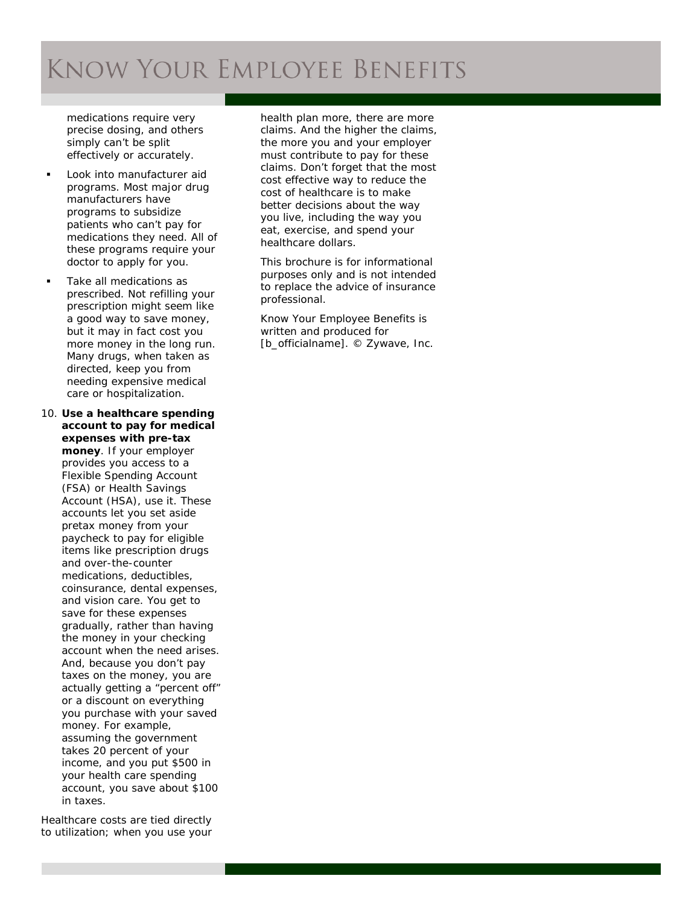medications require very precise dosing, and others simply can't be split effectively or accurately.

- Look into manufacturer aid programs. Most major drug manufacturers have programs to subsidize patients who can't pay for medications they need. All of these programs require your doctor to apply for you.
- Take all medications as prescribed. Not refilling your prescription might seem like a good way to save money, but it may in fact cost you more money in the long run. Many drugs, when taken as directed, keep you from needing expensive medical care or hospitalization.

10. **Use a healthcare spending account to pay for medical expenses with pre-tax money**. If your employer provides you access to a Flexible Spending Account (FSA) or Health Savings Account (HSA), use it. These accounts let you set aside pretax money from your paycheck to pay for eligible items like prescription drugs and over-the-counter medications, deductibles, coinsurance, dental expenses, and vision care. You get to save for these expenses gradually, rather than having the money in your checking account when the need arises. And, because you don't pay taxes on the money, you are actually getting a "percent off" or a discount on everything you purchase with your saved money. For example, assuming the government takes 20 percent of your income, and you put $500 in your health care spending account, you save about $100 in taxes.

Healthcare costs are tied directly to utilization; when you use your health plan more, there are more claims. And the higher the claims, the more you and your employer must contribute to pay for these claims. Don't forget that the most cost effective way to reduce the cost of healthcare is to make better decisions about the way you live, including the way you eat, exercise, and spend your healthcare dollars.

This brochure is for informational purposes only and is not intended to replace the advice of insurance professional.

Know Your Employee Benefits is written and produced for [b_officialname]. © Zywave, Inc.